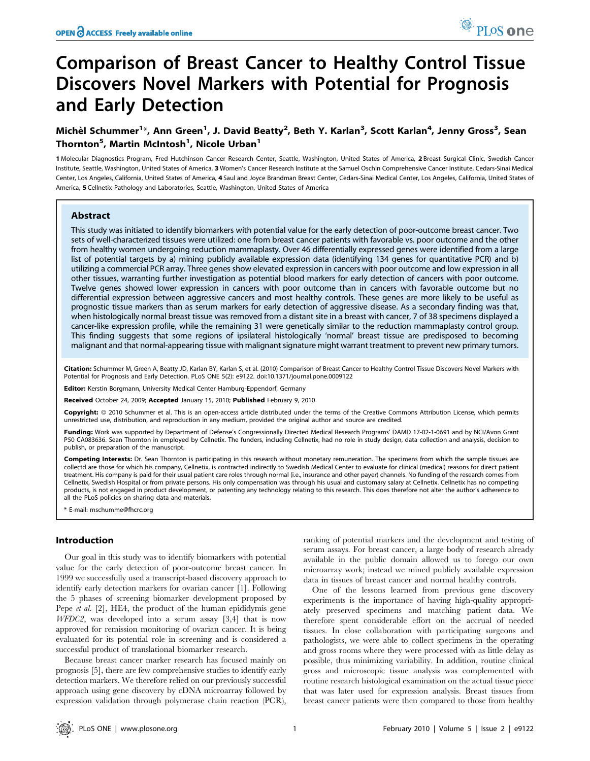# Comparison of Breast Cancer to Healthy Control Tissue Discovers Novel Markers with Potential for Prognosis and Early Detection

**Michèl Schummer[1]\*, Ann Green[1], J. David Beatty[2], Beth Y. Karlan[3], Scott Karlan[4], Jenny Gross[3], Sean Thornton[5], Martin McIntosh[1], Nicole Urban[1]**

**1** Molecular Diagnostics Program, Fred Hutchinson Cancer Research Center, Seattle, Washington, United States of America, **2** Breast Surgical Clinic, Swedish Cancer Institute, Seattle, Washington, United States of America, **3** Women's Cancer Research Institute at the Samuel Oschin Comprehensive Cancer Institute, Cedars-Sinai Medical Center, Los Angeles, California, United States of America, **4** Saul and Joyce Brandman Breast Center, Cedars-Sinai Medical Center, Los Angeles, California, United States of America, **5** Cellnetix Pathology and Laboratories, Seattle, Washington, United States of America

## Abstract

This study was initiated to identify biomarkers with potential value for the early detection of poor-outcome breast cancer. Two sets of well-characterized tissues were utilized: one from breast cancer patients with favorable vs. poor outcome and the other from healthy women undergoing reduction mammaplasty. Over 46 differentially expressed genes were identified from a large list of potential targets by a) mining publicly available expression data (identifying 134 genes for quantitative PCR) and b) utilizing a commercial PCR array. Three genes show elevated expression in cancers with poor outcome and low expression in all other tissues, warranting further investigation as potential blood markers for early detection of cancers with poor outcome. Twelve genes showed lower expression in cancers with poor outcome than in cancers with favorable outcome but no differential expression between aggressive cancers and most healthy controls. These genes are more likely to be useful as prognostic tissue markers than as serum markers for early detection of aggressive disease. As a secondary finding was that, when histologically normal breast tissue was removed from a distant site in a breast with cancer, 7 of 38 specimens displayed a cancer-like expression profile, while the remaining 31 were genetically similar to the reduction mammaplasty control group. This finding suggests that some regions of ipsilateral histologically 'normal' breast tissue are predisposed to becoming malignant and that normal-appearing tissue with malignant signature might warrant treatment to prevent new primary tumors.

**Citation:** Schummer M, Green A, Beatty JD, Karlan BY, Karlan S, et al. (2010) Comparison of Breast Cancer to Healthy Control Tissue Discovers Novel Markers with Potential for Prognosis and Early Detection. PLoS ONE 5(2): e9122. doi:10.1371/journal.pone.0009122

**Editor:** Kerstin Borgmann, University Medical Center Hamburg-Eppendorf, Germany

**Received** October 24, 2009; **Accepted** January 15, 2010; **Published** February 9, 2010

**Copyright:** © 2010 Schummer et al. This is an open-access article distributed under the terms of the Creative Commons Attribution License, which permits unrestricted use, distribution, and reproduction in any medium, provided the original author and source are credited.

**Funding:** Work was supported by Department of Defense's Congressionally Directed Medical Research Programs' DAMD 17-02-1-0691 and by NCI/Avon Grant P50 CA083636. Sean Thornton in employed by Cellnetix. The funders, including Cellnetix, had no role in study design, data collection and analysis, decision to publish, or preparation of the manuscript.

**Competing Interests:** Dr. Sean Thornton is participating in this research without monetary remuneration. The specimens from which the sample tissues are collectd are those for which his company, Cellnetix, is contracted indirectly to Swedish Medical Center to evaluate for clinical (medical) reasons for direct patient treatment. His company is paid for their usual patient care roles through normal (i.e., insurance and other payer) channels. No funding of the research comes from Cellnetix, Swedish Hospital or from private persons. His only compensation was through his usual and customary salary at Cellnetix. Cellnetix has no competing products, is not engaged in product development, or patenting any technology relating to this research. This does therefore not alter the author's adherence to all the PLoS policies on sharing data and materials.

\* E-mail: mschumme@fhcrc.org

## Introduction

Our goal in this study was to identify biomarkers with potential value for the early detection of poor-outcome breast cancer. In 1999 we successfully used a transcript-based discovery approach to identify early detection markers for ovarian cancer [1]. Following the 5 phases of screening biomarker development proposed by Pepe *et al.* [2], HE4, the product of the human epididymis gene *WFDC2*, was developed into a serum assay [3,4] that is now approved for remission monitoring of ovarian cancer. It is being evaluated for its potential role in screening and is considered a successful product of translational biomarker research.

Because breast cancer marker research has focused mainly on prognosis [5], there are few comprehensive studies to identify early detection markers. We therefore relied on our previously successful approach using gene discovery by cDNA microarray followed by expression validation through polymerase chain reaction (PCR), ranking of potential markers and the development and testing of serum assays. For breast cancer, a large body of research already available in the public domain allowed us to forego our own microarray work; instead we mined publicly available expression data in tissues of breast cancer and normal healthy controls.

One of the lessons learned from previous gene discovery experiments is the importance of having high-quality appropriately preserved specimens and matching patient data. We therefore spent considerable effort on the accrual of needed tissues. In close collaboration with participating surgeons and pathologists, we were able to collect specimens in the operating and gross rooms where they were processed with as little delay as possible, thus minimizing variability. In addition, routine clinical gross and microscopic tissue analysis was complemented with routine research histological examination on the actual tissue piece that was later used for expression analysis. Breast tissues from breast cancer patients were then compared to those from healthy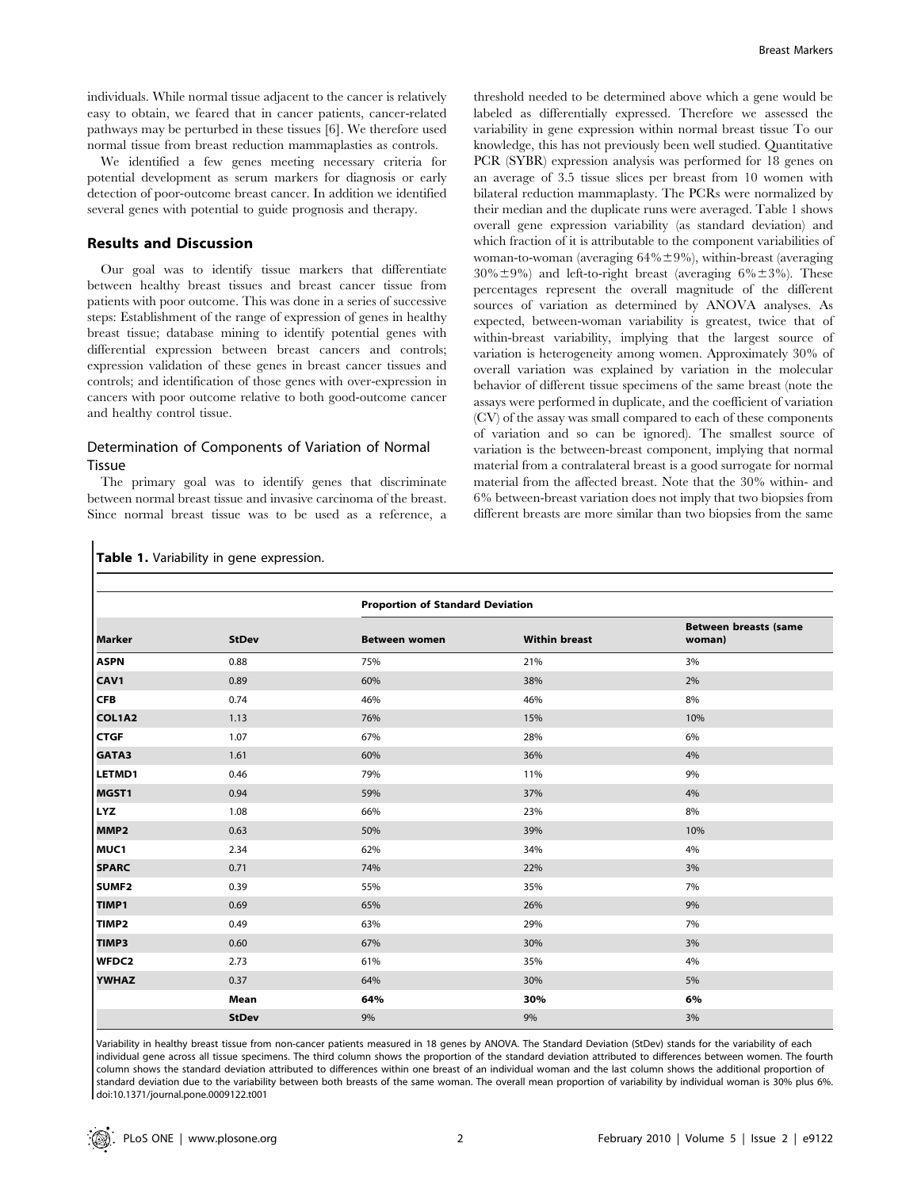individuals. While normal tissue adjacent to the cancer is relatively easy to obtain, we feared that in cancer patients, cancer-related pathways may be perturbed in these tissues [6]. We therefore used normal tissue from breast reduction mammaplasties as controls.

We identified a few genes meeting necessary criteria for potential development as serum markers for diagnosis or early detection of poor-outcome breast cancer. In addition we identified several genes with potential to guide prognosis and therapy.

## Results and Discussion

Our goal was to identify tissue markers that differentiate between healthy breast tissues and breast cancer tissue from patients with poor outcome. This was done in a series of successive steps: Establishment of the range of expression of genes in healthy breast tissue; database mining to identify potential genes with differential expression between breast cancers and controls; expression validation of these genes in breast cancer tissues and controls; and identification of those genes with over-expression in cancers with poor outcome relative to both good-outcome cancer and healthy control tissue.

### Determination of Components of Variation of Normal Tissue

The primary goal was to identify genes that discriminate between normal breast tissue and invasive carcinoma of the breast. Since normal breast tissue was to be used as a reference, a threshold needed to be determined above which a gene would be labeled as differentially expressed. Therefore we assessed the variability in gene expression within normal breast tissue To our knowledge, this has not previously been well studied. Quantitative PCR (SYBR) expression analysis was performed for 18 genes on an average of 3.5 tissue slices per breast from 10 women with bilateral reduction mammaplasty. The PCRs were normalized by their median and the duplicate runs were averaged. Table 1 shows overall gene expression variability (as standard deviation) and which fraction of it is attributable to the component variabilities of woman-to-woman (averaging 64%±9%), within-breast (averaging 30%±9%) and left-to-right breast (averaging 6%±3%). These percentages represent the overall magnitude of the different sources of variation as determined by ANOVA analyses. As expected, between-woman variability is greatest, twice that of within-breast variability, implying that the largest source of variation is heterogeneity among women. Approximately 30% of overall variation was explained by variation in the molecular behavior of different tissue specimens of the same breast (note the assays were performed in duplicate, and the coefficient of variation (CV) of the assay was small compared to each of these components of variation and so can be ignored). The smallest source of variation is the between-breast component, implying that normal material from a contralateral breast is a good surrogate for normal material from the affected breast. Note that the 30% within- and 6% between-breast variation does not imply that two biopsies from different breasts are more similar than two biopsies from the same

**Table 1.** Variability in gene expression.

| | | Proportion of Standard Deviation | | |
|---|---|---|---|---|
| **Marker** | **StDev** | **Between women** | **Within breast** | **Between breasts (same woman)** |
| **ASPN** | 0.88 | 75% | 21% | 3% |
| **CAV1** | 0.89 | 60% | 38% | 2% |
| **CFB** | 0.74 | 46% | 46% | 8% |
| **COL1A2** | 1.13 | 76% | 15% | 10% |
| **CTGF** | 1.07 | 67% | 28% | 6% |
| **GATA3** | 1.61 | 60% | 36% | 4% |
| **LETMD1** | 0.46 | 79% | 11% | 9% |
| **MGST1** | 0.94 | 59% | 37% | 4% |
| **LYZ** | 1.08 | 66% | 23% | 8% |
| **MMP2** | 0.63 | 50% | 39% | 10% |
| **MUC1** | 2.34 | 62% | 34% | 4% |
| **SPARC** | 0.71 | 74% | 22% | 3% |
| **SUMF2** | 0.39 | 55% | 35% | 7% |
| **TIMP1** | 0.69 | 65% | 26% | 9% |
| **TIMP2** | 0.49 | 63% | 29% | 7% |
| **TIMP3** | 0.60 | 67% | 30% | 3% |
| **WFDC2** | 2.73 | 61% | 35% | 4% |
| **YWHAZ** | 0.37 | 64% | 30% | 5% |
| | **Mean** | **64%** | **30%** | **6%** |
| | **StDev** | 9% | 9% | 3% |

Variability in healthy breast tissue from non-cancer patients measured in 18 genes by ANOVA. The Standard Deviation (StDev) stands for the variability of each individual gene across all tissue specimens. The third column shows the proportion of the standard deviation attributed to differences between women. The fourth column shows the standard deviation attributed to differences within one breast of an individual woman and the last column shows the additional proportion of standard deviation due to the variability between both breasts of the same woman. The overall mean proportion of variability by individual woman is 30% plus 6%.

doi:10.1371/journal.pone.0009122.t001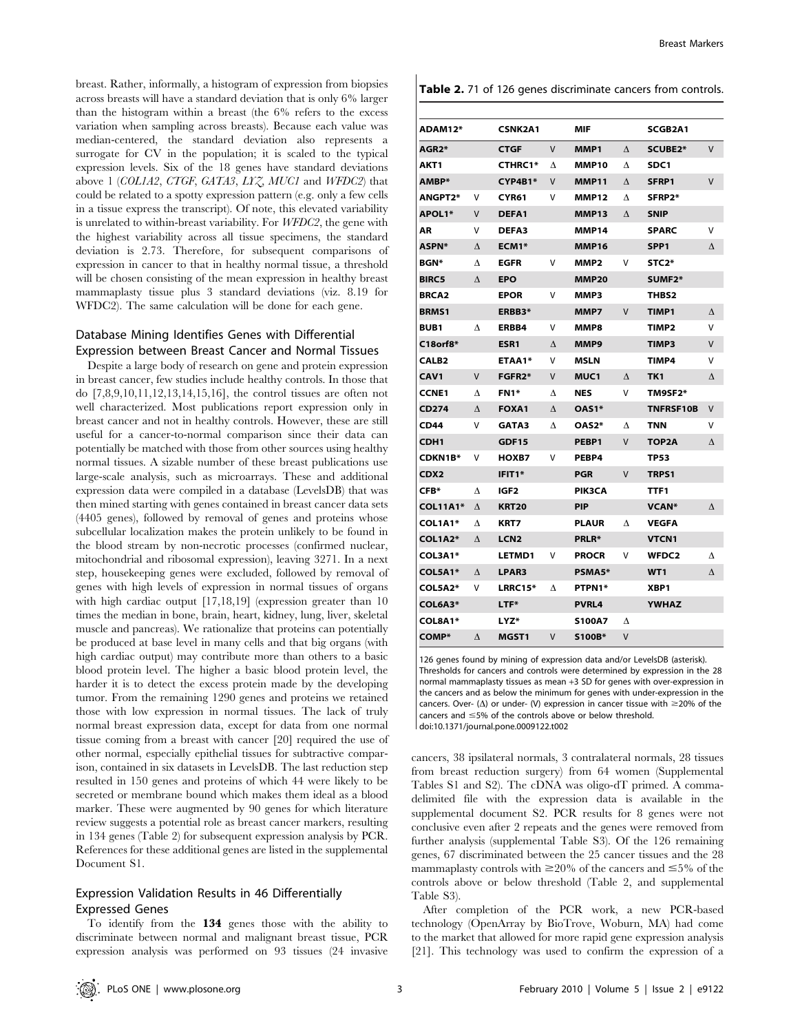breast. Rather, informally, a histogram of expression from biopsies across breasts will have a standard deviation that is only 6% larger than the histogram within a breast (the 6% refers to the excess variation when sampling across breasts). Because each value was median-centered, the standard deviation also represents a surrogate for CV in the population; it is scaled to the typical expression levels. Six of the 18 genes have standard deviations above 1 (*COL1A2*, *CTGF*, *GATA3*, *LYZ*, *MUC1* and *WFDC2*) that could be related to a spotty expression pattern (e.g. only a few cells in a tissue express the transcript). Of note, this elevated variability is unrelated to within-breast variability. For *WFDC2*, the gene with the highest variability across all tissue specimens, the standard deviation is 2.73. Therefore, for subsequent comparisons of expression in cancer to that in healthy normal tissue, a threshold will be chosen consisting of the mean expression in healthy breast mammaplasty tissue plus 3 standard deviations (viz. 8.19 for WFDC2). The same calculation will be done for each gene.

## Database Mining Identifies Genes with Differential Expression between Breast Cancer and Normal Tissues

Despite a large body of research on gene and protein expression in breast cancer, few studies include healthy controls. In those that do [7,8,9,10,11,12,13,14,15,16], the control tissues are often not well characterized. Most publications report expression only in breast cancer and not in healthy controls. However, these are still useful for a cancer-to-normal comparison since their data can potentially be matched with those from other sources using healthy normal tissues. A sizable number of these breast publications use large-scale analysis, such as microarrays. These and additional expression data were compiled in a database (LevelsDB) that was then mined starting with genes contained in breast cancer data sets (4405 genes), followed by removal of genes and proteins whose subcellular localization makes the protein unlikely to be found in the blood stream by non-necrotic processes (confirmed nuclear, mitochondrial and ribosomal expression), leaving 3271. In a next step, housekeeping genes were excluded, followed by removal of genes with high levels of expression in normal tissues of organs with high cardiac output [17,18,19] (expression greater than 10 times the median in bone, brain, heart, kidney, lung, liver, skeletal muscle and pancreas). We rationalize that proteins can potentially be produced at base level in many cells and that big organs (with high cardiac output) may contribute more than others to a basic blood protein level. The higher a basic blood protein level, the harder it is to detect the excess protein made by the developing tumor. From the remaining 1290 genes and proteins we retained those with low expression in normal tissues. The lack of truly normal breast expression data, except for data from one normal tissue coming from a breast with cancer [20] required the use of other normal, especially epithelial tissues for subtractive comparison, contained in six datasets in LevelsDB. The last reduction step resulted in 150 genes and proteins of which 44 were likely to be secreted or membrane bound which makes them ideal as a blood marker. These were augmented by 90 genes for which literature review suggests a potential role as breast cancer markers, resulting in 134 genes (Table 2) for subsequent expression analysis by PCR. References for these additional genes are listed in the supplemental Document S1.

## Expression Validation Results in 46 Differentially Expressed Genes

To identify from the **134** genes those with the ability to discriminate between normal and malignant breast tissue, PCR expression analysis was performed on 93 tissues (24 invasive cancers, 38 ipsilateral normals, 3 contralateral normals, 28 tissues from breast reduction surgery) from 64 women (Supplemental Tables S1 and S2). The cDNA was oligo-dT primed. A comma-delimited file with the expression data is available in the supplemental document S2. PCR results for 8 genes were not conclusive even after 2 repeats and the genes were removed from further analysis (supplemental Table S3). Of the 126 remaining genes, 67 discriminated between the 25 cancer tissues and the 28 mammaplasty controls with ≥20% of the cancers and ≤5% of the controls above or below threshold (Table 2, and supplemental Table S3).

After completion of the PCR work, a new PCR-based technology (OpenArray by BioTrove, Woburn, MA) had come to the market that allowed for more rapid gene expression analysis [21]. This technology was used to confirm the expression of a

**Table 2.** 71 of 126 genes discriminate cancers from controls.

| ADAM12* | | CSNK2A1 | | MIF | | SCGB2A1 | |
|---|---|---|---|---|---|---|---|
| AGR2* | | CTGF | V | MMP1 | Δ | SCUBE2* | V |
| AKT1 | | CTHRC1* | Δ | MMP10 | Δ | SDC1 | |
| AMBP* | | CYP4B1* | V | MMP11 | Δ | SFRP1 | V |
| ANGPT2* | V | CYR61 | V | MMP12 | Δ | SFRP2* | |
| APOL1* | V | DEFA1 | | MMP13 | Δ | SNIP | |
| AR | V | DEFA3 | | MMP14 | | SPARC | V |
| ASPN* | Δ | ECM1* | | MMP16 | | SPP1 | Δ |
| BGN* | Δ | EGFR | V | MMP2 | V | STC2* | |
| BIRC5 | Δ | EPO | | MMP20 | | SUMF2* | |
| BRCA2 | | EPOR | V | MMP3 | | THBS2 | |
| BRMS1 | | ERBB3* | | MMP7 | V | TIMP1 | Δ |
| BUB1 | Δ | ERBB4 | V | MMP8 | | TIMP2 | V |
| C18orf8* | | ESR1 | Δ | MMP9 | | TIMP3 | V |
| CALB2 | | ETAA1* | V | MSLN | | TIMP4 | V |
| CAV1 | V | FGFR2* | V | MUC1 | Δ | TK1 | Δ |
| CCNE1 | Δ | FN1* | Δ | NES | V | TM9SF2* | |
| CD274 | Δ | FOXA1 | Δ | OAS1* | | TNFRSF10B | V |
| CD44 | V | GATA3 | Δ | OAS2* | Δ | TNN | V |
| CDH1 | | GDF15 | | PEBP1 | V | TOP2A | Δ |
| CDKN1B* | V | HOXB7 | V | PEBP4 | | TP53 | |
| CDX2 | | IFIT1* | | PGR | V | TRPS1 | |
| CFB* | Δ | IGF2 | | PIK3CA | | TTF1 | |
| COL11A1* | Δ | KRT20 | | PIP | | VCAN* | Δ |
| COL1A1* | Δ | KRT7 | | PLAUR | Δ | VEGFA | |
| COL1A2* | Δ | LCN2 | | PRLR* | | VTCN1 | |
| COL3A1* | | LETMD1 | V | PROCR | V | WFDC2 | Δ |
| COL5A1* | Δ | LPAR3 | | PSMA5* | | WT1 | Δ |
| COL5A2* | V | LRRC15* | Δ | PTPN1* | | XBP1 | |
| COL6A3* | | LTF* | | PVRL4 | | YWHAZ | |
| COL8A1* | | LYZ* | | S100A7 | Δ | | |
| COMP* | Δ | MGST1 | V | S100B* | V | | |

126 genes found by mining of expression data and/or LevelsDB (asterisk). Thresholds for cancers and controls were determined by expression in the 28 normal mammaplasty tissues as mean +3 SD for genes with over-expression in the cancers and as below the minimum for genes with under-expression in the cancers. Over- (Δ) or under- (V) expression in cancer tissue with ≥20% of the cancers and ≤5% of the controls above or below threshold.
doi:10.1371/journal.pone.0009122.t002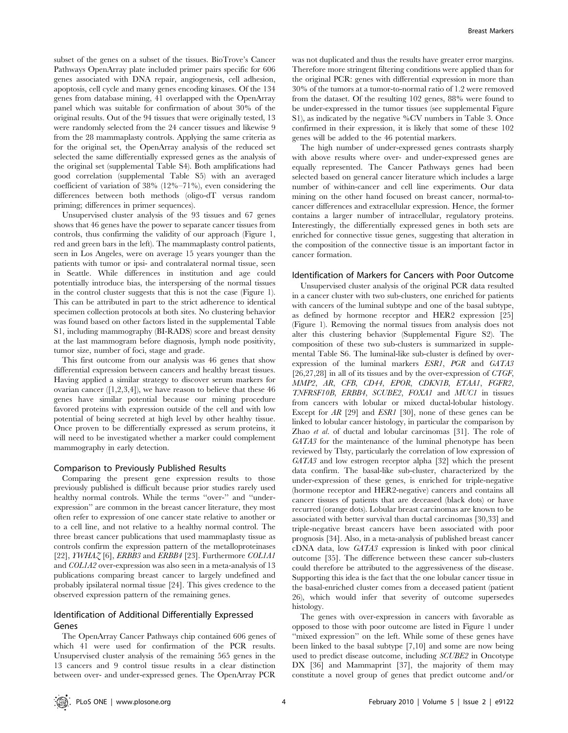subset of the genes on a subset of the tissues. BioTrove's Cancer Pathways OpenArray plate included primer pairs specific for 606 genes associated with DNA repair, angiogenesis, cell adhesion, apoptosis, cell cycle and many genes encoding kinases. Of the 134 genes from database mining, 41 overlapped with the OpenArray panel which was suitable for confirmation of about 30% of the original results. Out of the 94 tissues that were originally tested, 13 were randomly selected from the 24 cancer tissues and likewise 9 from the 28 mammaplasty controls. Applying the same criteria as for the original set, the OpenArray analysis of the reduced set selected the same differentially expressed genes as the analysis of the original set (supplemental Table S4). Both amplifications had good correlation (supplemental Table S5) with an averaged coefficient of variation of 38% (12%–71%), even considering the differences between both methods (oligo-dT versus random priming; differences in primer sequences).

Unsupervised cluster analysis of the 93 tissues and 67 genes shows that 46 genes have the power to separate cancer tissues from controls, thus confirming the validity of our approach (Figure 1, red and green bars in the left). The mammaplasty control patients, seen in Los Angeles, were on average 15 years younger than the patients with tumor or ipsi- and contralateral normal tissue, seen in Seattle. While differences in institution and age could potentially introduce bias, the interspersing of the normal tissues in the control cluster suggests that this is not the case (Figure 1). This can be attributed in part to the strict adherence to identical specimen collection protocols at both sites. No clustering behavior was found based on other factors listed in the supplemental Table S1, including mammography (BI-RADS) score and breast density at the last mammogram before diagnosis, lymph node positivity, tumor size, number of foci, stage and grade.

This first outcome from our analysis was 46 genes that show differential expression between cancers and healthy breast tissues. Having applied a similar strategy to discover serum markers for ovarian cancer ([1,2,3,4]), we have reason to believe that these 46 genes have similar potential because our mining procedure favored proteins with expression outside of the cell and with low potential of being secreted at high level by other healthy tissue. Once proven to be differentially expressed as serum proteins, it will need to be investigated whether a marker could complement mammography in early detection.

## Comparison to Previously Published Results

Comparing the present gene expression results to those previously published is difficult because prior studies rarely used healthy normal controls. While the terms "over-" and "under-expression" are common in the breast cancer literature, they most often refer to expression of one cancer state relative to another or to a cell line, and not relative to a healthy normal control. The three breast cancer publications that used mammaplasty tissue as controls confirm the expression pattern of the metalloproteinases [22], *YWHAZ* [6], *ERBB3* and *ERBB4* [23]. Furthermore *COL1A1* and *COL1A2* over-expression was also seen in a meta-analysis of 13 publications comparing breast cancer to largely undefined and probably ipsilateral normal tissue [24]. This gives credence to the observed expression pattern of the remaining genes.

## Identification of Additional Differentially Expressed Genes

The OpenArray Cancer Pathways chip contained 606 genes of which 41 were used for confirmation of the PCR results. Unsupervised cluster analysis of the remaining 565 genes in the 13 cancers and 9 control tissue results in a clear distinction between over- and under-expressed genes. The OpenArray PCR was not duplicated and thus the results have greater error margins. Therefore more stringent filtering conditions were applied than for the original PCR: genes with differential expression in more than 30% of the tumors at a tumor-to-normal ratio of 1.2 were removed from the dataset. Of the resulting 102 genes, 88% were found to be under-expressed in the tumor tissues (see supplemental Figure S1), as indicated by the negative %CV numbers in Table 3. Once confirmed in their expression, it is likely that some of these 102 genes will be added to the 46 potential markers.

The high number of under-expressed genes contrasts sharply with above results where over- and under-expressed genes are equally represented. The Cancer Pathways genes had been selected based on general cancer literature which includes a large number of within-cancer and cell line experiments. Our data mining on the other hand had focused on breast cancer, normal-to-cancer differences and extracellular expression. Hence, the former contains a larger number of intracellular, regulatory proteins. Interestingly, the differentially expressed genes in both sets are enriched for connective tissue genes, suggesting that alteration in the composition of the connective tissue is an important factor in cancer formation.

## Identification of Markers for Cancers with Poor Outcome

Unsupervised cluster analysis of the original PCR data resulted in a cancer cluster with two sub-clusters, one enriched for patients with cancers of the luminal subtype and one of the basal subtype, as defined by hormone receptor and HER2 expression [25] (Figure 1). Removing the normal tissues from analysis does not alter this clustering behavior (Supplemental Figure S2). The composition of these two sub-clusters is summarized in supplemental Table S6. The luminal-like sub-cluster is defined by over-expression of the luminal markers *ESR1*, *PGR* and *GATA3* [26,27,28] in all of its tissues and by the over-expression of *CTGF*, *MMP2*, *AR*, *CFB*, *CD44*, *EPOR*, *CDKN1B*, *ETAA1*, *FGFR2*, *TNFRSF10B*, *ERBB4*, *SCUBE2*, *FOXA1* and *MUC1* in tissues from cancers with lobular or mixed ductal-lobular histology. Except for *AR* [29] and *ESR1* [30], none of these genes can be linked to lobular cancer histology, in particular the comparison by Zhao *et al.* of ductal and lobular carcinomas [31]. The role of *GATA3* for the maintenance of the luminal phenotype has been reviewed by Tlsty, particularly the correlation of low expression of *GATA3* and low estrogen receptor alpha [32] which the present data confirm. The basal-like sub-cluster, characterized by the under-expression of these genes, is enriched for triple-negative (hormone receptor and HER2-negative) cancers and contains all cancer tissues of patients that are deceased (black dots) or have recurred (orange dots). Lobular breast carcinomas are known to be associated with better survival than ductal carcinomas [30,33] and triple-negative breast cancers have been associated with poor prognosis [34]. Also, in a meta-analysis of published breast cancer cDNA data, low *GATA3* expression is linked with poor clinical outcome [35]. The difference between these cancer sub-clusters could therefore be attributed to the aggressiveness of the disease. Supporting this idea is the fact that the one lobular cancer tissue in the basal-enriched cluster comes from a deceased patient (patient 26), which would infer that severity of outcome supersedes histology.

The genes with over-expression in cancers with favorable as opposed to those with poor outcome are listed in Figure 1 under "mixed expression" on the left. While some of these genes have been linked to the basal subtype [7,10] and some are now being used to predict disease outcome, including *SCUBE2* in Oncotype DX [36] and Mammaprint [37], the majority of them may constitute a novel group of genes that predict outcome and/or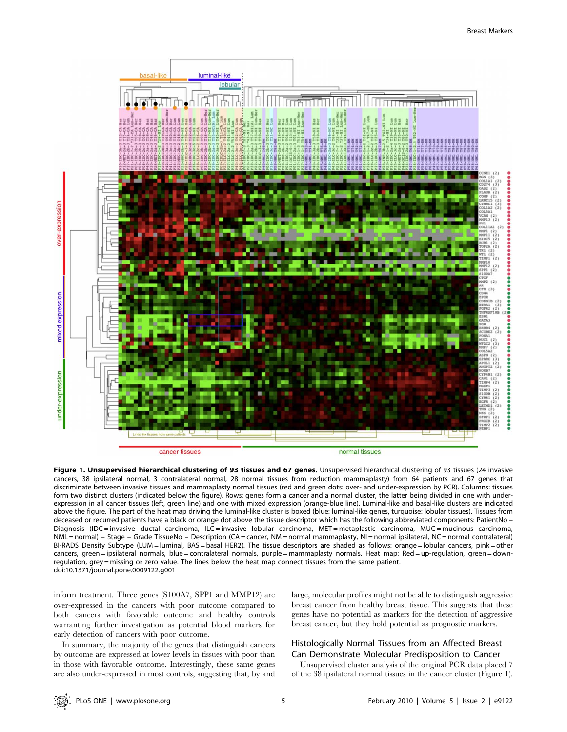**Figure 1. Unsupervised hierarchical clustering of 93 tissues and 67 genes.** Unsupervised hierarchical clustering of 93 tissues (24 invasive cancers, 38 ipsilateral normal, 3 contralateral normal, 28 normal tissues from reduction mammaplasty) from 64 patients and 67 genes that discriminate between invasive tissues and mammaplasty normal tissues (red and green dots: over- and under-expression by PCR). Columns: tissues form two distinct clusters (indicated below the figure). Rows: genes form a cancer and a normal cluster, the latter being divided in one with under-expression in all cancer tissues (left, green line) and one with mixed expression (orange-blue line). Luminal-like and basal-like clusters are indicated above the figure. The part of the heat map driving the luminal-like cluster is boxed (blue: luminal-like genes, turquoise: lobular tissues). Tissues from deceased or recurred patients have a black or orange dot above the tissue descriptor which has the following abbreviated components: PatientNo – Diagnosis (IDC = invasive ductal carcinoma, ILC = invasive lobular carcinoma, MET = metaplastic carcinoma, MUC = mucinous carcinoma, NML = normal) – Stage – Grade TissueNo – Description (CA = cancer, NM = normal mammaplasty, NI = normal ipsilateral, NC = normal contralateral) BI-RADS Density Subtype (LUM = luminal, BAS = basal HER2). The tissue descriptors are shaded as follows: orange = lobular cancers, pink = other cancers, green = ipsilateral normals, blue = contralateral normals, purple = mammaplasty normals. Heat map: Red = up-regulation, green = down-regulation, grey = missing or zero value. The lines below the heat map connect tissues from the same patient.
doi:10.1371/journal.pone.0009122.g001

inform treatment. Three genes (S100A7, SPP1 and MMP12) are over-expressed in the cancers with poor outcome compared to both cancers with favorable outcome and healthy controls warranting further investigation as potential blood markers for early detection of cancers with poor outcome.

In summary, the majority of the genes that distinguish cancers by outcome are expressed at lower levels in tissues with poor than in those with favorable outcome. Interestingly, these same genes are also under-expressed in most controls, suggesting that, by and large, molecular profiles might not be able to distinguish aggressive breast cancer from healthy breast tissue. This suggests that these genes have no potential as markers for the detection of aggressive breast cancer, but they hold potential as prognostic markers.

## Histologically Normal Tissues from an Affected Breast Can Demonstrate Molecular Predisposition to Cancer

Unsupervised cluster analysis of the original PCR data placed 7 of the 38 ipsilateral normal tissues in the cancer cluster (Figure 1).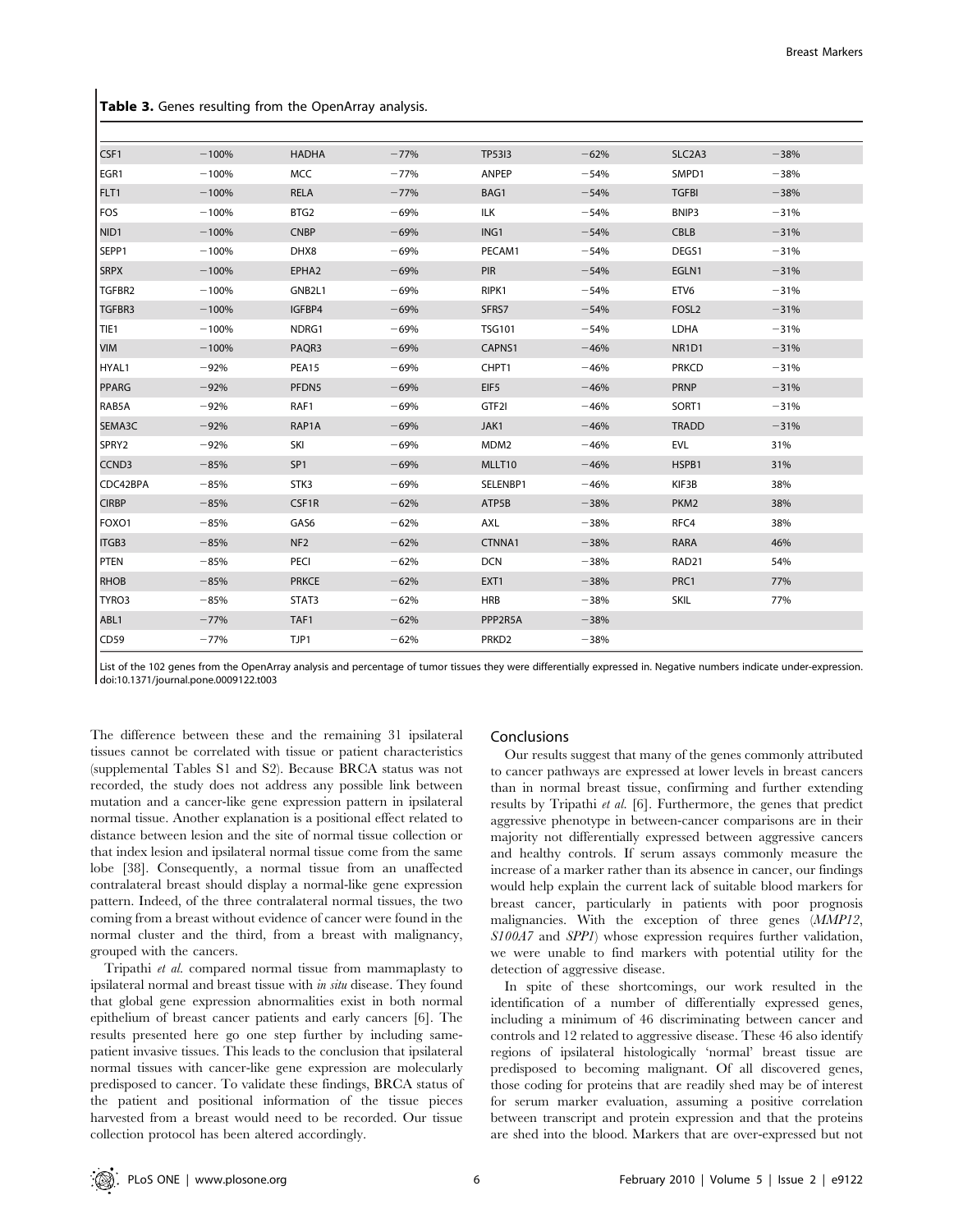**Table 3.** Genes resulting from the OpenArray analysis.

| | | | | | | | |
|---|---|---|---|---|---|---|---|
| CSF1 | −100% | HADHA | −77% | TP53I3 | −62% | SLC2A3 | −38% |
| EGR1 | −100% | MCC | −77% | ANPEP | −54% | SMPD1 | −38% |
| FLT1 | −100% | RELA | −77% | BAG1 | −54% | TGFBI | −38% |
| FOS | −100% | BTG2 | −69% | ILK | −54% | BNIP3 | −31% |
| NID1 | −100% | CNBP | −69% | ING1 | −54% | CBLB | −31% |
| SEPP1 | −100% | DHX8 | −69% | PECAM1 | −54% | DEGS1 | −31% |
| SRPX | −100% | EPHA2 | −69% | PIR | −54% | EGLN1 | −31% |
| TGFBR2 | −100% | GNB2L1 | −69% | RIPK1 | −54% | ETV6 | −31% |
| TGFBR3 | −100% | IGFBP4 | −69% | SFRS7 | −54% | FOSL2 | −31% |
| TIE1 | −100% | NDRG1 | −69% | TSG101 | −54% | LDHA | −31% |
| VIM | −100% | PAQR3 | −69% | CAPNS1 | −46% | NR1D1 | −31% |
| HYAL1 | −92% | PEA15 | −69% | CHPT1 | −46% | PRKCD | −31% |
| PPARG | −92% | PFDN5 | −69% | EIF5 | −46% | PRNP | −31% |
| RAB5A | −92% | RAF1 | −69% | GTF2I | −46% | SORT1 | −31% |
| SEMA3C | −92% | RAP1A | −69% | JAK1 | −46% | TRADD | −31% |
| SPRY2 | −92% | SKI | −69% | MDM2 | −46% | EVL | 31% |
| CCND3 | −85% | SP1 | −69% | MLLT10 | −46% | HSPB1 | 31% |
| CDC42BPA | −85% | STK3 | −69% | SELENBP1 | −46% | KIF3B | 38% |
| CIRBP | −85% | CSF1R | −62% | ATP5B | −38% | PKM2 | 38% |
| FOXO1 | −85% | GAS6 | −62% | AXL | −38% | RFC4 | 38% |
| ITGB3 | −85% | NF2 | −62% | CTNNA1 | −38% | RARA | 46% |
| PTEN | −85% | PECI | −62% | DCN | −38% | RAD21 | 54% |
| RHOB | −85% | PRKCE | −62% | EXT1 | −38% | PRC1 | 77% |
| TYRO3 | −85% | STAT3 | −62% | HRB | −38% | SKIL | 77% |
| ABL1 | −77% | TAF1 | −62% | PPP2R5A | −38% | | |
| CD59 | −77% | TJP1 | −62% | PRKD2 | −38% | | |

List of the 102 genes from the OpenArray analysis and percentage of tumor tissues they were differentially expressed in. Negative numbers indicate under-expression.
doi:10.1371/journal.pone.0009122.t003

The difference between these and the remaining 31 ipsilateral tissues cannot be correlated with tissue or patient characteristics (supplemental Tables S1 and S2). Because BRCA status was not recorded, the study does not address any possible link between mutation and a cancer-like gene expression pattern in ipsilateral normal tissue. Another explanation is a positional effect related to distance between lesion and the site of normal tissue collection or that index lesion and ipsilateral normal tissue come from the same lobe [38]. Consequently, a normal tissue from an unaffected contralateral breast should display a normal-like gene expression pattern. Indeed, of the three contralateral normal tissues, the two coming from a breast without evidence of cancer were found in the normal cluster and the third, from a breast with malignancy, grouped with the cancers.

Tripathi *et al.* compared normal tissue from mammaplasty to ipsilateral normal and breast tissue with *in situ* disease. They found that global gene expression abnormalities exist in both normal epithelium of breast cancer patients and early cancers [6]. The results presented here go one step further by including same-patient invasive tissues. This leads to the conclusion that ipsilateral normal tissues with cancer-like gene expression are molecularly predisposed to cancer. To validate these findings, BRCA status of the patient and positional information of the tissue pieces harvested from a breast would need to be recorded. Our tissue collection protocol has been altered accordingly.

## Conclusions

Our results suggest that many of the genes commonly attributed to cancer pathways are expressed at lower levels in breast cancers than in normal breast tissue, confirming and further extending results by Tripathi *et al.* [6]. Furthermore, the genes that predict aggressive phenotype in between-cancer comparisons are in their majority not differentially expressed between aggressive cancers and healthy controls. If serum assays commonly measure the increase of a marker rather than its absence in cancer, our findings would help explain the current lack of suitable blood markers for breast cancer, particularly in patients with poor prognosis malignancies. With the exception of three genes (*MMP12*, *S100A7* and *SPP1*) whose expression requires further validation, we were unable to find markers with potential utility for the detection of aggressive disease.

In spite of these shortcomings, our work resulted in the identification of a number of differentially expressed genes, including a minimum of 46 discriminating between cancer and controls and 12 related to aggressive disease. These 46 also identify regions of ipsilateral histologically 'normal' breast tissue are predisposed to becoming malignant. Of all discovered genes, those coding for proteins that are readily shed may be of interest for serum marker evaluation, assuming a positive correlation between transcript and protein expression and that the proteins are shed into the blood. Markers that are over-expressed but not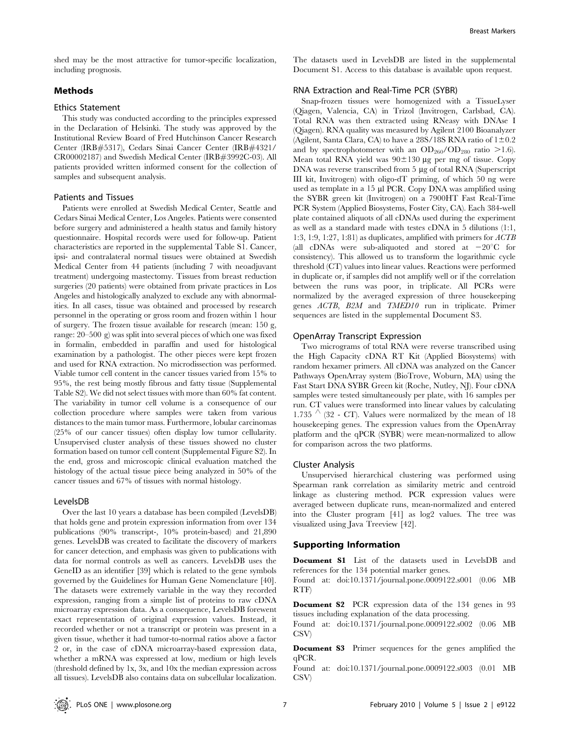shed may be the most attractive for tumor-specific localization, including prognosis.

## Methods

### Ethics Statement

This study was conducted according to the principles expressed in the Declaration of Helsinki. The study was approved by the Institutional Review Board of Fred Hutchinson Cancer Research Center (IRB#5317), Cedars Sinai Cancer Center (IRB#4321/CR00002187) and Swedish Medical Center (IRB#3992C-03). All patients provided written informed consent for the collection of samples and subsequent analysis.

### Patients and Tissues

Patients were enrolled at Swedish Medical Center, Seattle and Cedars Sinai Medical Center, Los Angeles. Patients were consented before surgery and administered a health status and family history questionnaire. Hospital records were used for follow-up. Patient characteristics are reported in the supplemental Table S1. Cancer, ipsi- and contralateral normal tissues were obtained at Swedish Medical Center from 44 patients (including 7 with neoadjuvant treatment) undergoing mastectomy. Tissues from breast reduction surgeries (20 patients) were obtained from private practices in Los Angeles and histologically analyzed to exclude any with abnormalities. In all cases, tissue was obtained and processed by research personnel in the operating or gross room and frozen within 1 hour of surgery. The frozen tissue available for research (mean: 150 g, range: 20–500 g) was split into several pieces of which one was fixed in formalin, embedded in paraffin and used for histological examination by a pathologist. The other pieces were kept frozen and used for RNA extraction. No microdissection was performed. Viable tumor cell content in the cancer tissues varied from 15% to 95%, the rest being mostly fibrous and fatty tissue (Supplemental Table S2). We did not select tissues with more than 60% fat content. The variability in tumor cell volume is a consequence of our collection procedure where samples were taken from various distances to the main tumor mass. Furthermore, lobular carcinomas (25% of our cancer tissues) often display low tumor cellularity. Unsupervised cluster analysis of these tissues showed no cluster formation based on tumor cell content (Supplemental Figure S2). In the end, gross and microscopic clinical evaluation matched the histology of the actual tissue piece being analyzed in 50% of the cancer tissues and 67% of tissues with normal histology.

### LevelsDB

Over the last 10 years a database has been compiled (LevelsDB) that holds gene and protein expression information from over 134 publications (90% transcript-, 10% protein-based) and 21,890 genes. LevelsDB was created to facilitate the discovery of markers for cancer detection, and emphasis was given to publications with data for normal controls as well as cancers. LevelsDB uses the GeneID as an identifier [39] which is related to the gene symbols governed by the Guidelines for Human Gene Nomenclature [40]. The datasets were extremely variable in the way they recorded expression, ranging from a simple list of proteins to raw cDNA microarray expression data. As a consequence, LevelsDB forewent exact representation of original expression values. Instead, it recorded whether or not a transcript or protein was present in a given tissue, whether it had tumor-to-normal ratios above a factor 2 or, in the case of cDNA microarray-based expression data, whether a mRNA was expressed at low, medium or high levels (threshold defined by 1x, 3x, and 10x the median expression across all tissues). LevelsDB also contains data on subcellular localization. The datasets used in LevelsDB are listed in the supplemental Document S1. Access to this database is available upon request.

### RNA Extraction and Real-Time PCR (SYBR)

Snap-frozen tissues were homogenized with a TissueLyser (Qiagen, Valencia, CA) in Trizol (Invitrogen, Carlsbad, CA). Total RNA was then extracted using RNeasy with DNAse I (Qiagen). RNA quality was measured by Agilent 2100 Bioanalyzer (Agilent, Santa Clara, CA) to have a 28S/18S RNA ratio of $1\pm0.2$ and by spectrophotometer with an $OD_{260}/OD_{280}$ ratio $>1.6$). Mean total RNA yield was $90\pm130$ µg per mg of tissue. Copy DNA was reverse transcribed from 5 µg of total RNA (Superscript III kit, Invitrogen) with oligo-dT priming, of which 50 ng were used as template in a 15 µl PCR. Copy DNA was amplified using the SYBR green kit (Invitrogen) on a 7900HT Fast Real-Time PCR System (Applied Biosystems, Foster City, CA). Each 384-well plate contained aliquots of all cDNAs used during the experiment as well as a standard made with testes cDNA in 5 dilutions (1:1, 1:3, 1:9, 1:27, 1:81) as duplicates, amplified with primers for *ACTB* (all cDNAs were sub-aliquoted and stored at $-20^{\circ}$C for consistency). This allowed us to transform the logarithmic cycle threshold (CT) values into linear values. Reactions were performed in duplicate or, if samples did not amplify well or if the correlation between the runs was poor, in triplicate. All PCRs were normalized by the averaged expression of three housekeeping genes *ACTB*, *B2M* and *TMED10* run in triplicate. Primer sequences are listed in the supplemental Document S3.

### OpenArray Transcript Expression

Two micrograms of total RNA were reverse transcribed using the High Capacity cDNA RT Kit (Applied Biosystems) with random hexamer primers. All cDNA was analyzed on the Cancer Pathways OpenArray system (BioTrove, Woburn, MA) using the Fast Start DNA SYBR Green kit (Roche, Nutley, NJ). Four cDNA samples were tested simultaneously per plate, with 16 samples per run. CT values were transformed into linear values by calculating $1.735^{\wedge}(32 - CT)$. Values were normalized by the mean of 18 housekeeping genes. The expression values from the OpenArray platform and the qPCR (SYBR) were mean-normalized to allow for comparison across the two platforms.

### Cluster Analysis

Unsupervised hierarchical clustering was performed using Spearman rank correlation as similarity metric and centroid linkage as clustering method. PCR expression values were averaged between duplicate runs, mean-normalized and entered into the Cluster program [41] as log2 values. The tree was visualized using Java Treeview [42].

## Supporting Information

**Document S1** List of the datasets used in LevelsDB and references for the 134 potential marker genes.
Found at: doi:10.1371/journal.pone.0009122.s001 (0.06 MB RTF)

**Document S2** PCR expression data of the 134 genes in 93 tissues including explanation of the data processing.
Found at: doi:10.1371/journal.pone.0009122.s002 (0.06 MB CSV)

**Document S3** Primer sequences for the genes amplified the qPCR.
Found at: doi:10.1371/journal.pone.0009122.s003 (0.01 MB CSV)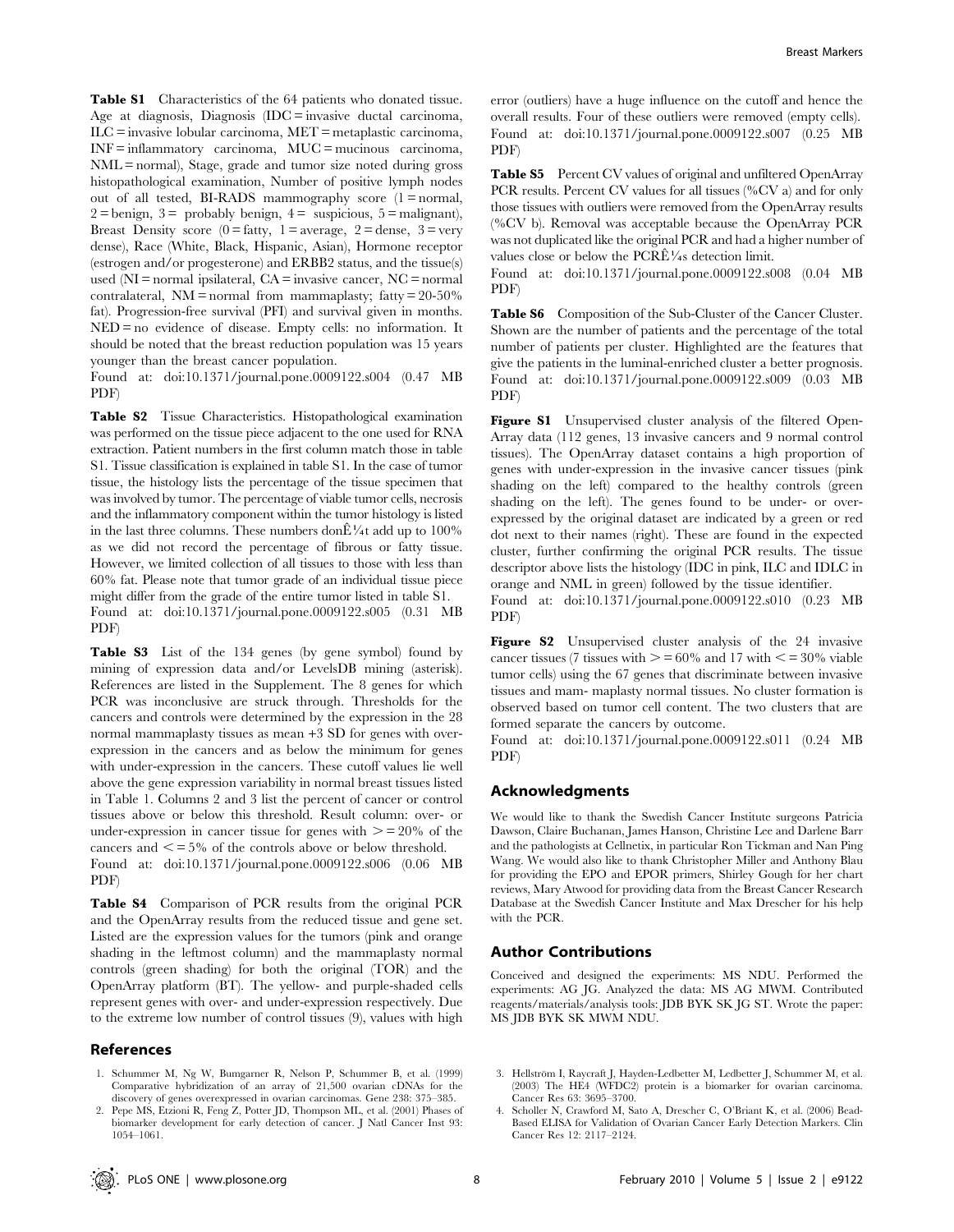**Table S1** Characteristics of the 64 patients who donated tissue. Age at diagnosis, Diagnosis (IDC = invasive ductal carcinoma, ILC = invasive lobular carcinoma, MET = metaplastic carcinoma, INF = inflammatory carcinoma, MUC = mucinous carcinoma, NML = normal), Stage, grade and tumor size noted during gross histopathological examination, Number of positive lymph nodes out of all tested, BI-RADS mammography score (1 = normal, 2 = benign, 3 = probably benign, 4 = suspicious, 5 = malignant), Breast Density score (0 = fatty, 1 = average, 2 = dense, 3 = very dense), Race (White, Black, Hispanic, Asian), Hormone receptor (estrogen and/or progesterone) and ERBB2 status, and the tissue(s) used (NI = normal ipsilateral, CA = invasive cancer, NC = normal contralateral, NM = normal from mammaplasty; fatty = 20-50% fat). Progression-free survival (PFI) and survival given in months. NED = no evidence of disease. Empty cells: no information. It should be noted that the breast reduction population was 15 years younger than the breast cancer population.
Found at: doi:10.1371/journal.pone.0009122.s004 (0.47 MB PDF)

**Table S2** Tissue Characteristics. Histopathological examination was performed on the tissue piece adjacent to the one used for RNA extraction. Patient numbers in the first column match those in table S1. Tissue classification is explained in table S1. In the case of tumor tissue, the histology lists the percentage of the tissue specimen that was involved by tumor. The percentage of viable tumor cells, necrosis and the inflammatory component within the tumor histology is listed in the last three columns. These numbers donÊ¼t add up to 100% as we did not record the percentage of fibrous or fatty tissue. However, we limited collection of all tissues to those with less than 60% fat. Please note that tumor grade of an individual tissue piece might differ from the grade of the entire tumor listed in table S1.
Found at: doi:10.1371/journal.pone.0009122.s005 (0.31 MB PDF)

**Table S3** List of the 134 genes (by gene symbol) found by mining of expression data and/or LevelsDB mining (asterisk). References are listed in the Supplement. The 8 genes for which PCR was inconclusive are struck through. Thresholds for the cancers and controls were determined by the expression in the 28 normal mammaplasty tissues as mean +3 SD for genes with over-expression in the cancers and as below the minimum for genes with under-expression in the cancers. These cutoff values lie well above the gene expression variability in normal breast tissues listed in Table 1. Columns 2 and 3 list the percent of cancer or control tissues above or below this threshold. Result column: over- or under-expression in cancer tissue for genes with >= 20% of the cancers and <= 5% of the controls above or below threshold.
Found at: doi:10.1371/journal.pone.0009122.s006 (0.06 MB PDF)

**Table S4** Comparison of PCR results from the original PCR and the OpenArray results from the reduced tissue and gene set. Listed are the expression values for the tumors (pink and orange shading in the leftmost column) and the mammaplasty normal controls (green shading) for both the original (TOR) and the OpenArray platform (BT). The yellow- and purple-shaded cells represent genes with over- and under-expression respectively. Due to the extreme low number of control tissues (9), values with high error (outliers) have a huge influence on the cutoff and hence the overall results. Four of these outliers were removed (empty cells).
Found at: doi:10.1371/journal.pone.0009122.s007 (0.25 MB PDF)

**Table S5** Percent CV values of original and unfiltered OpenArray PCR results. Percent CV values for all tissues (%CV a) and for only those tissues with outliers were removed from the OpenArray results (%CV b). Removal was acceptable because the OpenArray PCR was not duplicated like the original PCR and had a higher number of values close or below the PCRÊ¼s detection limit.
Found at: doi:10.1371/journal.pone.0009122.s008 (0.04 MB PDF)

**Table S6** Composition of the Sub-Cluster of the Cancer Cluster. Shown are the number of patients and the percentage of the total number of patients per cluster. Highlighted are the features that give the patients in the luminal-enriched cluster a better prognosis.
Found at: doi:10.1371/journal.pone.0009122.s009 (0.03 MB PDF)

**Figure S1** Unsupervised cluster analysis of the filtered OpenArray data (112 genes, 13 invasive cancers and 9 normal control tissues). The OpenArray dataset contains a high proportion of genes with under-expression in the invasive cancer tissues (pink shading on the left) compared to the healthy controls (green shading on the left). The genes found to be under- or over-expressed by the original dataset are indicated by a green or red dot next to their names (right). These are found in the expected cluster, further confirming the original PCR results. The tissue descriptor above lists the histology (IDC in pink, ILC and IDLC in orange and NML in green) followed by the tissue identifier.
Found at: doi:10.1371/journal.pone.0009122.s010 (0.23 MB PDF)

**Figure S2** Unsupervised cluster analysis of the 24 invasive cancer tissues (7 tissues with >= 60% and 17 with <= 30% viable tumor cells) using the 67 genes that discriminate between invasive tissues and mam- maplasty normal tissues. No cluster formation is observed based on tumor cell content. The two clusters that are formed separate the cancers by outcome.
Found at: doi:10.1371/journal.pone.0009122.s011 (0.24 MB PDF)

## Acknowledgments

We would like to thank the Swedish Cancer Institute surgeons Patricia Dawson, Claire Buchanan, James Hanson, Christine Lee and Darlene Barr and the pathologists at Cellnetix, in particular Ron Tickman and Nan Ping Wang. We would also like to thank Christopher Miller and Anthony Blau for providing the EPO and EPOR primers, Shirley Gough for her chart reviews, Mary Atwood for providing data from the Breast Cancer Research Database at the Swedish Cancer Institute and Max Drescher for his help with the PCR.

## Author Contributions

Conceived and designed the experiments: MS NDU. Performed the experiments: AG JG. Analyzed the data: MS AG MWM. Contributed reagents/materials/analysis tools: JDB BYK SK JG ST. Wrote the paper: MS JDB BYK SK MWM NDU.

## References

1. Schummer M, Ng W, Bumgarner R, Nelson P, Schummer B, et al. (1999) Comparative hybridization of an array of 21,500 ovarian cDNAs for the discovery of genes overexpressed in ovarian carcinomas. Gene 238: 375–385.
2. Pepe MS, Etzioni R, Feng Z, Potter JD, Thompson ML, et al. (2001) Phases of biomarker development for early detection of cancer. J Natl Cancer Inst 93: 1054–1061.
3. Hellström I, Raycraft J, Hayden-Ledbetter M, Ledbetter J, Schummer M, et al. (2003) The HE4 (WFDC2) protein is a biomarker for ovarian carcinoma. Cancer Res 63: 3695–3700.
4. Scholler N, Crawford M, Sato A, Drescher C, O'Briant K, et al. (2006) Bead-Based ELISA for Validation of Ovarian Cancer Early Detection Markers. Clin Cancer Res 12: 2117–2124.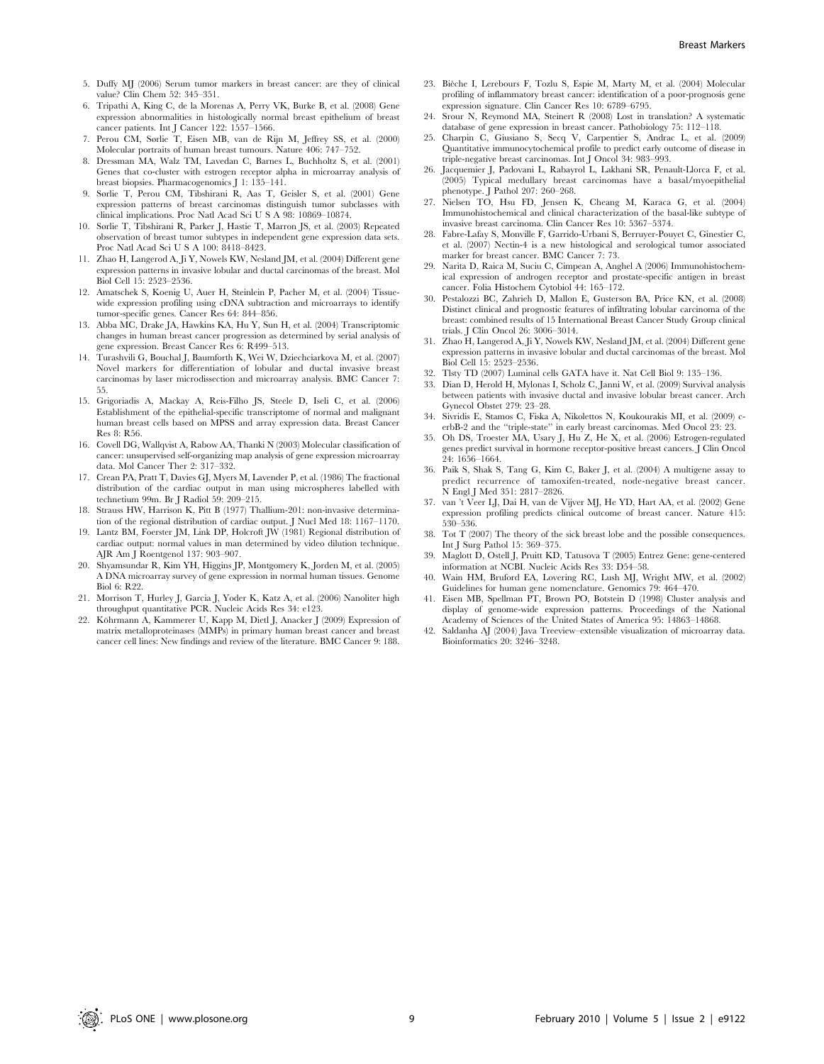5. Duffy MJ (2006) Serum tumor markers in breast cancer: are they of clinical value? Clin Chem 52: 345–351.
6. Tripathi A, King C, de la Morenas A, Perry VK, Burke B, et al. (2008) Gene expression abnormalities in histologically normal breast epithelium of breast cancer patients. Int J Cancer 122: 1557–1566.
7. Perou CM, Sørlie T, Eisen MB, van de Rijn M, Jeffrey SS, et al. (2000) Molecular portraits of human breast tumours. Nature 406: 747–752.
8. Dressman MA, Walz TM, Lavedan C, Barnes L, Buchholtz S, et al. (2001) Genes that co-cluster with estrogen receptor alpha in microarray analysis of breast biopsies. Pharmacogenomics J 1: 135–141.
9. Sørlie T, Perou CM, Tibshirani R, Aas T, Geisler S, et al. (2001) Gene expression patterns of breast carcinomas distinguish tumor subclasses with clinical implications. Proc Natl Acad Sci U S A 98: 10869–10874.
10. Sørlie T, Tibshirani R, Parker J, Hastie T, Marron JS, et al. (2003) Repeated observation of breast tumor subtypes in independent gene expression data sets. Proc Natl Acad Sci U S A 100: 8418–8423.
11. Zhao H, Langerod A, Ji Y, Nowels KW, Nesland JM, et al. (2004) Different gene expression patterns in invasive lobular and ductal carcinomas of the breast. Mol Biol Cell 15: 2523–2536.
12. Amatschek S, Koenig U, Auer H, Steinlein P, Pacher M, et al. (2004) Tissue-wide expression profiling using cDNA subtraction and microarrays to identify tumor-specific genes. Cancer Res 64: 844–856.
13. Abba MC, Drake JA, Hawkins KA, Hu Y, Sun H, et al. (2004) Transcriptomic changes in human breast cancer progression as determined by serial analysis of gene expression. Breast Cancer Res 6: R499–513.
14. Turashvili G, Bouchal J, Baumforth K, Wei W, Dziechciarkova M, et al. (2007) Novel markers for differentiation of lobular and ductal invasive breast carcinomas by laser microdissection and microarray analysis. BMC Cancer 7: 55.
15. Grigoriadis A, Mackay A, Reis-Filho JS, Steele D, Iseli C, et al. (2006) Establishment of the epithelial-specific transcriptome of normal and malignant human breast cells based on MPSS and array expression data. Breast Cancer Res 8: R56.
16. Covell DG, Wallqvist A, Rabow AA, Thanki N (2003) Molecular classification of cancer: unsupervised self-organizing map analysis of gene expression microarray data. Mol Cancer Ther 2: 317–332.
17. Crean PA, Pratt T, Davies GJ, Myers M, Lavender P, et al. (1986) The fractional distribution of the cardiac output in man using microspheres labelled with technetium 99m. Br J Radiol 59: 209–215.
18. Strauss HW, Harrison K, Pitt B (1977) Thallium-201: non-invasive determination of the regional distribution of cardiac output. J Nucl Med 18: 1167–1170.
19. Lantz BM, Foerster JM, Link DP, Holcroft JW (1981) Regional distribution of cardiac output: normal values in man determined by video dilution technique. AJR Am J Roentgenol 137: 903–907.
20. Shyamsundar R, Kim YH, Higgins JP, Montgomery K, Jorden M, et al. (2005) A DNA microarray survey of gene expression in normal human tissues. Genome Biol 6: R22.
21. Morrison T, Hurley J, Garcia J, Yoder K, Katz A, et al. (2006) Nanoliter high throughput quantitative PCR. Nucleic Acids Res 34: e123.
22. Köhrmann A, Kammerer U, Kapp M, Dietl J, Anacker J (2009) Expression of matrix metalloproteinases (MMPs) in primary human breast cancer and breast cancer cell lines: New findings and review of the literature. BMC Cancer 9: 188.
23. Bièche I, Lerebours F, Tozlu S, Espie M, Marty M, et al. (2004) Molecular profiling of inflammatory breast cancer: identification of a poor-prognosis gene expression signature. Clin Cancer Res 10: 6789–6795.
24. Srour N, Reymond MA, Steinert R (2008) Lost in translation? A systematic database of gene expression in breast cancer. Pathobiology 75: 112–118.
25. Charpin C, Giusiano S, Secq V, Carpentier S, Andrac L, et al. (2009) Quantitative immunocytochemical profile to predict early outcome of disease in triple-negative breast carcinomas. Int J Oncol 34: 983–993.
26. Jacquemier J, Padovani L, Rabayrol L, Lakhani SR, Penault-Llorca F, et al. (2005) Typical medullary breast carcinomas have a basal/myoepithelial phenotype. J Pathol 207: 260–268.
27. Nielsen TO, Hsu FD, Jensen K, Cheang M, Karaca G, et al. (2004) Immunohistochemical and clinical characterization of the basal-like subtype of invasive breast carcinoma. Clin Cancer Res 10: 5367–5374.
28. Fabre-Lafay S, Monville F, Garrido-Urbani S, Berruyer-Pouyet C, Ginestier C, et al. (2007) Nectin-4 is a new histological and serological tumor associated marker for breast cancer. BMC Cancer 7: 73.
29. Narita D, Raica M, Suciu C, Cimpean A, Anghel A (2006) Immunohistochemical expression of androgen receptor and prostate-specific antigen in breast cancer. Folia Histochem Cytobiol 44: 165–172.
30. Pestalozzi BC, Zahrieh D, Mallon E, Gusterson BA, Price KN, et al. (2008) Distinct clinical and prognostic features of infiltrating lobular carcinoma of the breast: combined results of 15 International Breast Cancer Study Group clinical trials. J Clin Oncol 26: 3006–3014.
31. Zhao H, Langerod A, Ji Y, Nowels KW, Nesland JM, et al. (2004) Different gene expression patterns in invasive lobular and ductal carcinomas of the breast. Mol Biol Cell 15: 2523–2536.
32. Tlsty TD (2007) Luminal cells GATA have it. Nat Cell Biol 9: 135–136.
33. Dian D, Herold H, Mylonas I, Scholz C, Janni W, et al. (2009) Survival analysis between patients with invasive ductal and invasive lobular breast cancer. Arch Gynecol Obstet 279: 23–28.
34. Sivridis E, Stamos C, Fiska A, Nikolettos N, Koukourakis MI, et al. (2009) c-erbB-2 and the ''triple-state'' in early breast carcinomas. Med Oncol 23: 23.
35. Oh DS, Troester MA, Usary J, Hu Z, He X, et al. (2006) Estrogen-regulated genes predict survival in hormone receptor-positive breast cancers. J Clin Oncol 24: 1656–1664.
36. Paik S, Shak S, Tang G, Kim C, Baker J, et al. (2004) A multigene assay to predict recurrence of tamoxifen-treated, node-negative breast cancer. N Engl J Med 351: 2817–2826.
37. van 't Veer LJ, Dai H, van de Vijver MJ, He YD, Hart AA, et al. (2002) Gene expression profiling predicts clinical outcome of breast cancer. Nature 415: 530–536.
38. Tot T (2007) The theory of the sick breast lobe and the possible consequences. Int J Surg Pathol 15: 369–375.
39. Maglott D, Ostell J, Pruitt KD, Tatusova T (2005) Entrez Gene: gene-centered information at NCBI. Nucleic Acids Res 33: D54–58.
40. Wain HM, Bruford EA, Lovering RC, Lush MJ, Wright MW, et al. (2002) Guidelines for human gene nomenclature. Genomics 79: 464–470.
41. Eisen MB, Spellman PT, Brown PO, Botstein D (1998) Cluster analysis and display of genome-wide expression patterns. Proceedings of the National Academy of Sciences of the United States of America 95: 14863–14868.
42. Saldanha AJ (2004) Java Treeview–extensible visualization of microarray data. Bioinformatics 20: 3246–3248.